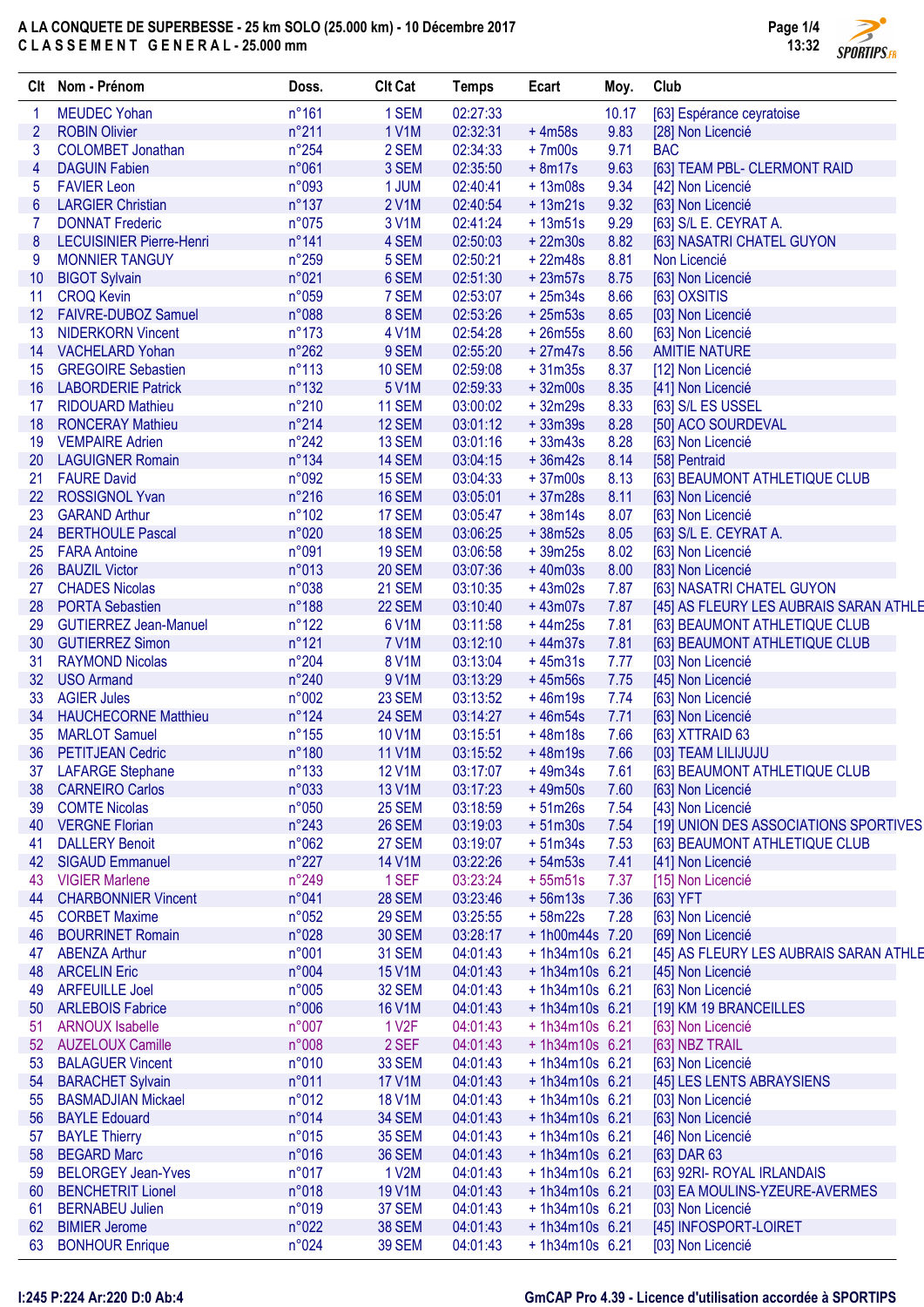# A LA CONQUETE DE SUPERBESSE - 25 km SOLO (25.000 km) - 10 Décembre 2017

## C L A S S E M E N T   G E N E R A L - 25.000 mm

| Clt | Nom - Prénom | Doss. | Clt Cat | Temps | Ecart | Moy. | Club |
|---|---|---|---|---|---|---|---|
| 1 | MEUDEC Yohan | n°161 | 1 SEM | 02:27:33 | | 10.17 | [63] Espérance ceyratoise |
| 2 | ROBIN Olivier | n°211 | 1 V1M | 02:32:31 | + 4m58s | 9.83 | [28] Non Licencié |
| 3 | COLOMBET Jonathan | n°254 | 2 SEM | 02:34:33 | + 7m00s | 9.71 | BAC |
| 4 | DAGUIN Fabien | n°061 | 3 SEM | 02:35:50 | + 8m17s | 9.63 | [63] TEAM PBL- CLERMONT RAID |
| 5 | FAVIER Leon | n°093 | 1 JUM | 02:40:41 | + 13m08s | 9.34 | [42] Non Licencié |
| 6 | LARGIER Christian | n°137 | 2 V1M | 02:40:54 | + 13m21s | 9.32 | [63] Non Licencié |
| 7 | DONNAT Frederic | n°075 | 3 V1M | 02:41:24 | + 13m51s | 9.29 | [63] S/L E. CEYRAT A. |
| 8 | LECUISINIER Pierre-Henri | n°141 | 4 SEM | 02:50:03 | + 22m30s | 8.82 | [63] NASATRI CHATEL GUYON |
| 9 | MONNIER TANGUY | n°259 | 5 SEM | 02:50:21 | + 22m48s | 8.81 | Non Licencié |
| 10 | BIGOT Sylvain | n°021 | 6 SEM | 02:51:30 | + 23m57s | 8.75 | [63] Non Licencié |
| 11 | CROQ Kevin | n°059 | 7 SEM | 02:53:07 | + 25m34s | 8.66 | [63] OXSITIS |
| 12 | FAIVRE-DUBOZ Samuel | n°088 | 8 SEM | 02:53:26 | + 25m53s | 8.65 | [03] Non Licencié |
| 13 | NIDERKORN Vincent | n°173 | 4 V1M | 02:54:28 | + 26m55s | 8.60 | [63] Non Licencié |
| 14 | VACHELARD Yohan | n°262 | 9 SEM | 02:55:20 | + 27m47s | 8.56 | AMITIE NATURE |
| 15 | GREGOIRE Sebastien | n°113 | 10 SEM | 02:59:08 | + 31m35s | 8.37 | [12] Non Licencié |
| 16 | LABORDERIE Patrick | n°132 | 5 V1M | 02:59:33 | + 32m00s | 8.35 | [41] Non Licencié |
| 17 | RIDOUARD Mathieu | n°210 | 11 SEM | 03:00:02 | + 32m29s | 8.33 | [63] S/L ES USSEL |
| 18 | RONCERAY Mathieu | n°214 | 12 SEM | 03:01:12 | + 33m39s | 8.28 | [50] ACO SOURDEVAL |
| 19 | VEMPAIRE Adrien | n°242 | 13 SEM | 03:01:16 | + 33m43s | 8.28 | [63] Non Licencié |
| 20 | LAGUIGNER Romain | n°134 | 14 SEM | 03:04:15 | + 36m42s | 8.14 | [58] Pentraid |
| 21 | FAURE David | n°092 | 15 SEM | 03:04:33 | + 37m00s | 8.13 | [63] BEAUMONT ATHLETIQUE CLUB |
| 22 | ROSSIGNOL Yvan | n°216 | 16 SEM | 03:05:01 | + 37m28s | 8.11 | [63] Non Licencié |
| 23 | GARAND Arthur | n°102 | 17 SEM | 03:05:47 | + 38m14s | 8.07 | [63] Non Licencié |
| 24 | BERTHOULE Pascal | n°020 | 18 SEM | 03:06:25 | + 38m52s | 8.05 | [63] S/L E. CEYRAT A. |
| 25 | FARA Antoine | n°091 | 19 SEM | 03:06:58 | + 39m25s | 8.02 | [63] Non Licencié |
| 26 | BAUZIL Victor | n°013 | 20 SEM | 03:07:36 | + 40m03s | 8.00 | [83] Non Licencié |
| 27 | CHADES Nicolas | n°038 | 21 SEM | 03:10:35 | + 43m02s | 7.87 | [63] NASATRI CHATEL GUYON |
| 28 | PORTA Sebastien | n°188 | 22 SEM | 03:10:40 | + 43m07s | 7.87 | [45] AS FLEURY LES AUBRAIS SARAN ATHLE |
| 29 | GUTIERREZ Jean-Manuel | n°122 | 6 V1M | 03:11:58 | + 44m25s | 7.81 | [63] BEAUMONT ATHLETIQUE CLUB |
| 30 | GUTIERREZ Simon | n°121 | 7 V1M | 03:12:10 | + 44m37s | 7.81 | [63] BEAUMONT ATHLETIQUE CLUB |
| 31 | RAYMOND Nicolas | n°204 | 8 V1M | 03:13:04 | + 45m31s | 7.77 | [03] Non Licencié |
| 32 | USO Armand | n°240 | 9 V1M | 03:13:29 | + 45m56s | 7.75 | [45] Non Licencié |
| 33 | AGIER Jules | n°002 | 23 SEM | 03:13:52 | + 46m19s | 7.74 | [63] Non Licencié |
| 34 | HAUCHECORNE Matthieu | n°124 | 24 SEM | 03:14:27 | + 46m54s | 7.71 | [63] Non Licencié |
| 35 | MARLOT Samuel | n°155 | 10 V1M | 03:15:51 | + 48m18s | 7.66 | [63] XTTRAID 63 |
| 36 | PETITJEAN Cedric | n°180 | 11 V1M | 03:15:52 | + 48m19s | 7.66 | [03] TEAM LILIJUJU |
| 37 | LAFARGE Stephane | n°133 | 12 V1M | 03:17:07 | + 49m34s | 7.61 | [63] BEAUMONT ATHLETIQUE CLUB |
| 38 | CARNEIRO Carlos | n°033 | 13 V1M | 03:17:23 | + 49m50s | 7.60 | [63] Non Licencié |
| 39 | COMTE Nicolas | n°050 | 25 SEM | 03:18:59 | + 51m26s | 7.54 | [43] Non Licencié |
| 40 | VERGNE Florian | n°243 | 26 SEM | 03:19:03 | + 51m30s | 7.54 | [19] UNION DES ASSOCIATIONS SPORTIVES |
| 41 | DALLERY Benoit | n°062 | 27 SEM | 03:19:07 | + 51m34s | 7.53 | [63] BEAUMONT ATHLETIQUE CLUB |
| 42 | SIGAUD Emmanuel | n°227 | 14 V1M | 03:22:26 | + 54m53s | 7.41 | [41] Non Licencié |
| 43 | VIGIER Marlene | n°249 | 1 SEF | 03:23:24 | + 55m51s | 7.37 | [15] Non Licencié |
| 44 | CHARBONNIER Vincent | n°041 | 28 SEM | 03:23:46 | + 56m13s | 7.36 | [63] YFT |
| 45 | CORBET Maxime | n°052 | 29 SEM | 03:25:55 | + 58m22s | 7.28 | [63] Non Licencié |
| 46 | BOURRINET Romain | n°028 | 30 SEM | 03:28:17 | + 1h00m44s | 7.20 | [69] Non Licencié |
| 47 | ABENZA Arthur | n°001 | 31 SEM | 04:01:43 | + 1h34m10s | 6.21 | [45] AS FLEURY LES AUBRAIS SARAN ATHLE |
| 48 | ARCELIN Eric | n°004 | 15 V1M | 04:01:43 | + 1h34m10s | 6.21 | [45] Non Licencié |
| 49 | ARFEUILLE Joel | n°005 | 32 SEM | 04:01:43 | + 1h34m10s | 6.21 | [63] Non Licencié |
| 50 | ARLEBOIS Fabrice | n°006 | 16 V1M | 04:01:43 | + 1h34m10s | 6.21 | [19] KM 19 BRANCEILLES |
| 51 | ARNOUX Isabelle | n°007 | 1 V2F | 04:01:43 | + 1h34m10s | 6.21 | [63] Non Licencié |
| 52 | AUZELOUX Camille | n°008 | 2 SEF | 04:01:43 | + 1h34m10s | 6.21 | [63] NBZ TRAIL |
| 53 | BALAGUER Vincent | n°010 | 33 SEM | 04:01:43 | + 1h34m10s | 6.21 | [63] Non Licencié |
| 54 | BARACHET Sylvain | n°011 | 17 V1M | 04:01:43 | + 1h34m10s | 6.21 | [45] LES LENTS ABRAYSIENS |
| 55 | BASMADJIAN Mickael | n°012 | 18 V1M | 04:01:43 | + 1h34m10s | 6.21 | [03] Non Licencié |
| 56 | BAYLE Edouard | n°014 | 34 SEM | 04:01:43 | + 1h34m10s | 6.21 | [63] Non Licencié |
| 57 | BAYLE Thierry | n°015 | 35 SEM | 04:01:43 | + 1h34m10s | 6.21 | [46] Non Licencié |
| 58 | BEGARD Marc | n°016 | 36 SEM | 04:01:43 | + 1h34m10s | 6.21 | [63] DAR 63 |
| 59 | BELORGEY Jean-Yves | n°017 | 1 V2M | 04:01:43 | + 1h34m10s | 6.21 | [63] 92RI- ROYAL IRLANDAIS |
| 60 | BENCHETRIT Lionel | n°018 | 19 V1M | 04:01:43 | + 1h34m10s | 6.21 | [03] EA MOULINS-YZEURE-AVERMES |
| 61 | BERNABEU Julien | n°019 | 37 SEM | 04:01:43 | + 1h34m10s | 6.21 | [03] Non Licencié |
| 62 | BIMIER Jerome | n°022 | 38 SEM | 04:01:43 | + 1h34m10s | 6.21 | [45] INFOSPORT-LOIRET |
| 63 | BONHOUR Enrique | n°024 | 39 SEM | 04:01:43 | + 1h34m10s | 6.21 | [03] Non Licencié |

I:245 P:224 Ar:220 D:0 Ab:4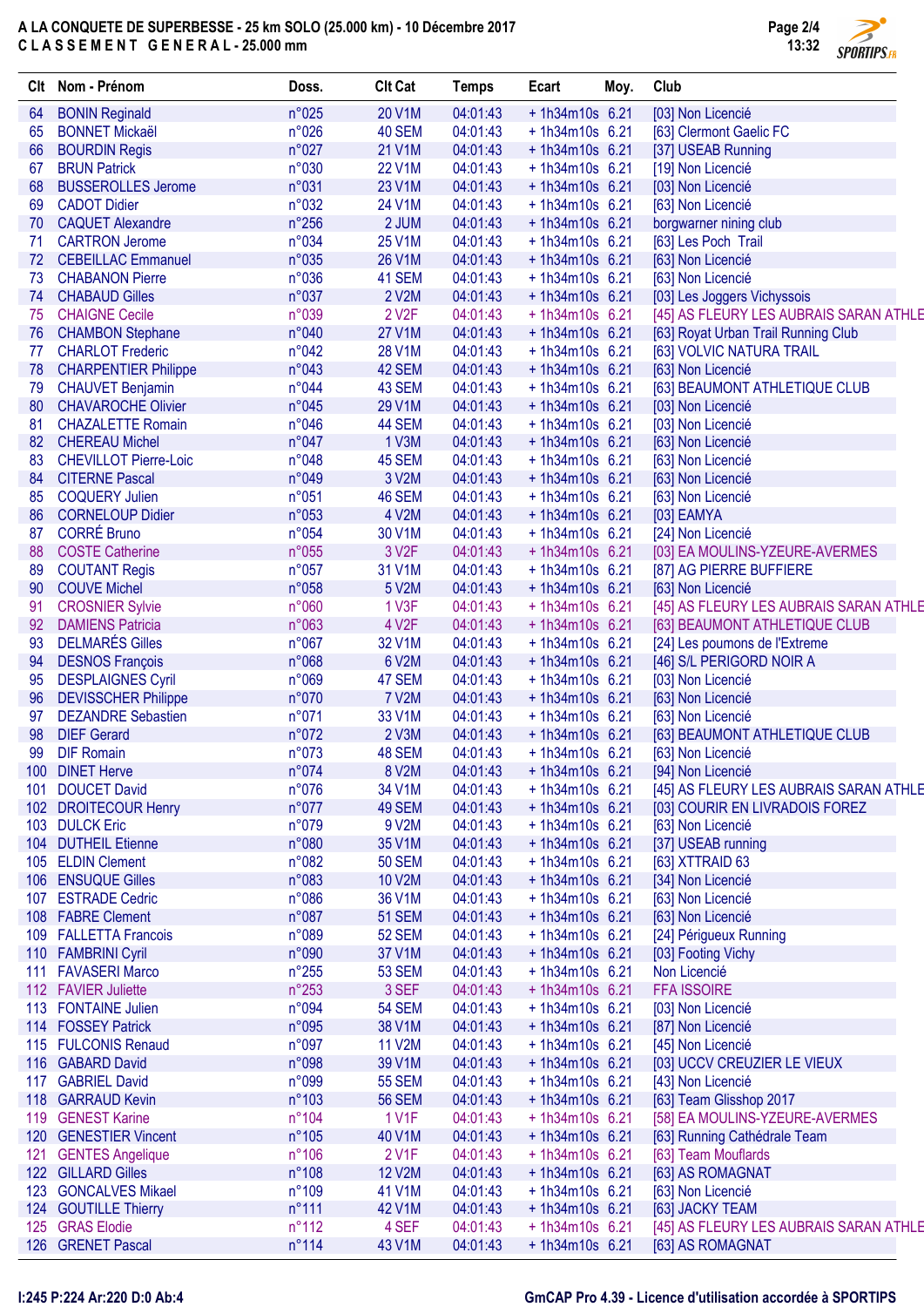A LA CONQUETE DE SUPERBESSE - 25 km SOLO (25.000 km) - 10 Décembre 2017
C L A S S E M E N T   G E N E R A L - 25.000 mm

| Clt | Nom - Prénom | Doss. | Clt Cat | Temps | Ecart | Moy. | Club |
|---|---|---|---|---|---|---|---|
| 64 | BONIN Reginald | n°025 | 20 V1M | 04:01:43 | + 1h34m10s | 6.21 | [03] Non Licencié |
| 65 | BONNET Mickaël | n°026 | 40 SEM | 04:01:43 | + 1h34m10s | 6.21 | [63] Clermont Gaelic FC |
| 66 | BOURDIN Regis | n°027 | 21 V1M | 04:01:43 | + 1h34m10s | 6.21 | [37] USEAB Running |
| 67 | BRUN Patrick | n°030 | 22 V1M | 04:01:43 | + 1h34m10s | 6.21 | [19] Non Licencié |
| 68 | BUSSEROLLES Jerome | n°031 | 23 V1M | 04:01:43 | + 1h34m10s | 6.21 | [03] Non Licencié |
| 69 | CADOT Didier | n°032 | 24 V1M | 04:01:43 | + 1h34m10s | 6.21 | [63] Non Licencié |
| 70 | CAQUET Alexandre | n°256 | 2 JUM | 04:01:43 | + 1h34m10s | 6.21 | borgwarner nining club |
| 71 | CARTRON Jerome | n°034 | 25 V1M | 04:01:43 | + 1h34m10s | 6.21 | [63] Les Poch  Trail |
| 72 | CEBEILLAC Emmanuel | n°035 | 26 V1M | 04:01:43 | + 1h34m10s | 6.21 | [63] Non Licencié |
| 73 | CHABANON Pierre | n°036 | 41 SEM | 04:01:43 | + 1h34m10s | 6.21 | [63] Non Licencié |
| 74 | CHABAUD Gilles | n°037 | 2 V2M | 04:01:43 | + 1h34m10s | 6.21 | [03] Les Joggers Vichyssois |
| 75 | CHAIGNE Cecile | n°039 | 2 V2F | 04:01:43 | + 1h34m10s | 6.21 | [45] AS FLEURY LES AUBRAIS SARAN ATHLE |
| 76 | CHAMBON Stephane | n°040 | 27 V1M | 04:01:43 | + 1h34m10s | 6.21 | [63] Royat Urban Trail Running Club |
| 77 | CHARLOT Frederic | n°042 | 28 V1M | 04:01:43 | + 1h34m10s | 6.21 | [63] VOLVIC NATURA TRAIL |
| 78 | CHARPENTIER Philippe | n°043 | 42 SEM | 04:01:43 | + 1h34m10s | 6.21 | [63] Non Licencié |
| 79 | CHAUVET Benjamin | n°044 | 43 SEM | 04:01:43 | + 1h34m10s | 6.21 | [63] BEAUMONT ATHLETIQUE CLUB |
| 80 | CHAVAROCHE Olivier | n°045 | 29 V1M | 04:01:43 | + 1h34m10s | 6.21 | [03] Non Licencié |
| 81 | CHAZALETTE Romain | n°046 | 44 SEM | 04:01:43 | + 1h34m10s | 6.21 | [03] Non Licencié |
| 82 | CHEREAU Michel | n°047 | 1 V3M | 04:01:43 | + 1h34m10s | 6.21 | [63] Non Licencié |
| 83 | CHEVILLOT Pierre-Loic | n°048 | 45 SEM | 04:01:43 | + 1h34m10s | 6.21 | [63] Non Licencié |
| 84 | CITERNE Pascal | n°049 | 3 V2M | 04:01:43 | + 1h34m10s | 6.21 | [63] Non Licencié |
| 85 | COQUERY Julien | n°051 | 46 SEM | 04:01:43 | + 1h34m10s | 6.21 | [63] Non Licencié |
| 86 | CORNELOUP Didier | n°053 | 4 V2M | 04:01:43 | + 1h34m10s | 6.21 | [03] EAMYA |
| 87 | CORRÉ Bruno | n°054 | 30 V1M | 04:01:43 | + 1h34m10s | 6.21 | [24] Non Licencié |
| 88 | COSTE Catherine | n°055 | 3 V2F | 04:01:43 | + 1h34m10s | 6.21 | [03] EA MOULINS-YZEURE-AVERMES |
| 89 | COUTANT Regis | n°057 | 31 V1M | 04:01:43 | + 1h34m10s | 6.21 | [87] AG PIERRE BUFFIERE |
| 90 | COUVE Michel | n°058 | 5 V2M | 04:01:43 | + 1h34m10s | 6.21 | [63] Non Licencié |
| 91 | CROSNIER Sylvie | n°060 | 1 V3F | 04:01:43 | + 1h34m10s | 6.21 | [45] AS FLEURY LES AUBRAIS SARAN ATHLE |
| 92 | DAMIENS Patricia | n°063 | 4 V2F | 04:01:43 | + 1h34m10s | 6.21 | [63] BEAUMONT ATHLETIQUE CLUB |
| 93 | DELMARÉS Gilles | n°067 | 32 V1M | 04:01:43 | + 1h34m10s | 6.21 | [24] Les poumons de l'Extreme |
| 94 | DESNOS François | n°068 | 6 V2M | 04:01:43 | + 1h34m10s | 6.21 | [46] S/L PERIGORD NOIR A |
| 95 | DESPLAIGNES Cyril | n°069 | 47 SEM | 04:01:43 | + 1h34m10s | 6.21 | [03] Non Licencié |
| 96 | DEVISSCHER Philippe | n°070 | 7 V2M | 04:01:43 | + 1h34m10s | 6.21 | [63] Non Licencié |
| 97 | DEZANDRE Sebastien | n°071 | 33 V1M | 04:01:43 | + 1h34m10s | 6.21 | [63] Non Licencié |
| 98 | DIEF Gerard | n°072 | 2 V3M | 04:01:43 | + 1h34m10s | 6.21 | [63] BEAUMONT ATHLETIQUE CLUB |
| 99 | DIF Romain | n°073 | 48 SEM | 04:01:43 | + 1h34m10s | 6.21 | [63] Non Licencié |
| 100 | DINET Herve | n°074 | 8 V2M | 04:01:43 | + 1h34m10s | 6.21 | [94] Non Licencié |
| 101 | DOUCET David | n°076 | 34 V1M | 04:01:43 | + 1h34m10s | 6.21 | [45] AS FLEURY LES AUBRAIS SARAN ATHLE |
| 102 | DROITECOUR Henry | n°077 | 49 SEM | 04:01:43 | + 1h34m10s | 6.21 | [03] COURIR EN LIVRADOIS FOREZ |
| 103 | DULCK Eric | n°079 | 9 V2M | 04:01:43 | + 1h34m10s | 6.21 | [63] Non Licencié |
| 104 | DUTHEIL Etienne | n°080 | 35 V1M | 04:01:43 | + 1h34m10s | 6.21 | [37] USEAB running |
| 105 | ELDIN Clement | n°082 | 50 SEM | 04:01:43 | + 1h34m10s | 6.21 | [63] XTTRAID 63 |
| 106 | ENSUQUE Gilles | n°083 | 10 V2M | 04:01:43 | + 1h34m10s | 6.21 | [34] Non Licencié |
| 107 | ESTRADE Cedric | n°086 | 36 V1M | 04:01:43 | + 1h34m10s | 6.21 | [63] Non Licencié |
| 108 | FABRE Clement | n°087 | 51 SEM | 04:01:43 | + 1h34m10s | 6.21 | [63] Non Licencié |
| 109 | FALLETTA Francois | n°089 | 52 SEM | 04:01:43 | + 1h34m10s | 6.21 | [24] Périgueux Running |
| 110 | FAMBRINI Cyril | n°090 | 37 V1M | 04:01:43 | + 1h34m10s | 6.21 | [03] Footing Vichy |
| 111 | FAVASERI Marco | n°255 | 53 SEM | 04:01:43 | + 1h34m10s | 6.21 | Non Licencié |
| 112 | FAVIER Juliette | n°253 | 3 SEF | 04:01:43 | + 1h34m10s | 6.21 | FFA ISSOIRE |
| 113 | FONTAINE Julien | n°094 | 54 SEM | 04:01:43 | + 1h34m10s | 6.21 | [03] Non Licencié |
| 114 | FOSSEY Patrick | n°095 | 38 V1M | 04:01:43 | + 1h34m10s | 6.21 | [87] Non Licencié |
| 115 | FULCONIS Renaud | n°097 | 11 V2M | 04:01:43 | + 1h34m10s | 6.21 | [45] Non Licencié |
| 116 | GABARD David | n°098 | 39 V1M | 04:01:43 | + 1h34m10s | 6.21 | [03] UCCV CREUZIER LE VIEUX |
| 117 | GABRIEL David | n°099 | 55 SEM | 04:01:43 | + 1h34m10s | 6.21 | [43] Non Licencié |
| 118 | GARRAUD Kevin | n°103 | 56 SEM | 04:01:43 | + 1h34m10s | 6.21 | [63] Team Glisshop 2017 |
| 119 | GENEST Karine | n°104 | 1 V1F | 04:01:43 | + 1h34m10s | 6.21 | [58] EA MOULINS-YZEURE-AVERMES |
| 120 | GENESTIER Vincent | n°105 | 40 V1M | 04:01:43 | + 1h34m10s | 6.21 | [63] Running Cathédrale Team |
| 121 | GENTES Angelique | n°106 | 2 V1F | 04:01:43 | + 1h34m10s | 6.21 | [63] Team Mouflards |
| 122 | GILLARD Gilles | n°108 | 12 V2M | 04:01:43 | + 1h34m10s | 6.21 | [63] AS ROMAGNAT |
| 123 | GONCALVES Mikael | n°109 | 41 V1M | 04:01:43 | + 1h34m10s | 6.21 | [63] Non Licencié |
| 124 | GOUTILLE Thierry | n°111 | 42 V1M | 04:01:43 | + 1h34m10s | 6.21 | [63] JACKY TEAM |
| 125 | GRAS Elodie | n°112 | 4 SEF | 04:01:43 | + 1h34m10s | 6.21 | [45] AS FLEURY LES AUBRAIS SARAN ATHLE |
| 126 | GRENET Pascal | n°114 | 43 V1M | 04:01:43 | + 1h34m10s | 6.21 | [63] AS ROMAGNAT |

I:245 P:224 Ar:220 D:0 Ab:4

GmCAP Pro 4.39 - Licence d'utilisation accordée à SPORTIPS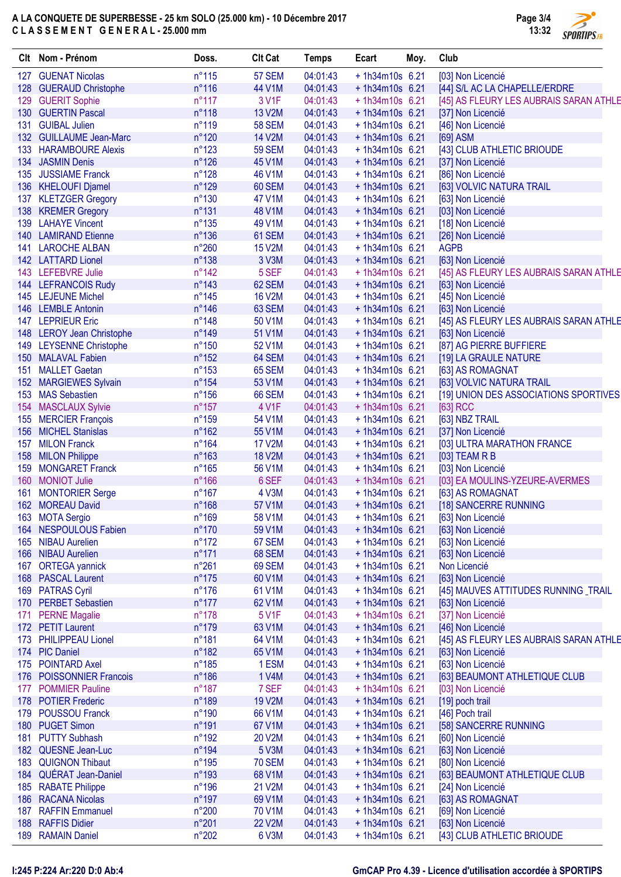# A LA CONQUETE DE SUPERBESSE - 25 km SOLO (25.000 km) - 10 Décembre 2017

## C L A S S E M E N T   G E N E R A L - 25.000 mm

| Clt | Nom - Prénom | Doss. | Clt Cat | Temps | Ecart | Moy. | Club |
|---|---|---|---|---|---|---|---|
| 127 | GUENAT Nicolas | n°115 | 57 SEM | 04:01:43 | + 1h34m10s | 6.21 | [03] Non Licencié |
| 128 | GUERAUD Christophe | n°116 | 44 V1M | 04:01:43 | + 1h34m10s | 6.21 | [44] S/L AC LA CHAPELLE/ERDRE |
| 129 | GUERIT Sophie | n°117 | 3 V1F | 04:01:43 | + 1h34m10s | 6.21 | [45] AS FLEURY LES AUBRAIS SARAN ATHLE |
| 130 | GUERTIN Pascal | n°118 | 13 V2M | 04:01:43 | + 1h34m10s | 6.21 | [37] Non Licencié |
| 131 | GUIBAL Julien | n°119 | 58 SEM | 04:01:43 | + 1h34m10s | 6.21 | [46] Non Licencié |
| 132 | GUILLAUME Jean-Marc | n°120 | 14 V2M | 04:01:43 | + 1h34m10s | 6.21 | [69] ASM |
| 133 | HARAMBOURE Alexis | n°123 | 59 SEM | 04:01:43 | + 1h34m10s | 6.21 | [43] CLUB ATHLETIC BRIOUDE |
| 134 | JASMIN Denis | n°126 | 45 V1M | 04:01:43 | + 1h34m10s | 6.21 | [37] Non Licencié |
| 135 | JUSSIAME Franck | n°128 | 46 V1M | 04:01:43 | + 1h34m10s | 6.21 | [86] Non Licencié |
| 136 | KHELOUFI Djamel | n°129 | 60 SEM | 04:01:43 | + 1h34m10s | 6.21 | [63] VOLVIC NATURA TRAIL |
| 137 | KLETZGER Gregory | n°130 | 47 V1M | 04:01:43 | + 1h34m10s | 6.21 | [63] Non Licencié |
| 138 | KREMER Gregory | n°131 | 48 V1M | 04:01:43 | + 1h34m10s | 6.21 | [03] Non Licencié |
| 139 | LAHAYE Vincent | n°135 | 49 V1M | 04:01:43 | + 1h34m10s | 6.21 | [18] Non Licencié |
| 140 | LAMIRAND Etienne | n°136 | 61 SEM | 04:01:43 | + 1h34m10s | 6.21 | [26] Non Licencié |
| 141 | LAROCHE ALBAN | n°260 | 15 V2M | 04:01:43 | + 1h34m10s | 6.21 | AGPB |
| 142 | LATTARD Lionel | n°138 | 3 V3M | 04:01:43 | + 1h34m10s | 6.21 | [63] Non Licencié |
| 143 | LEFEBVRE Julie | n°142 | 5 SEF | 04:01:43 | + 1h34m10s | 6.21 | [45] AS FLEURY LES AUBRAIS SARAN ATHLE |
| 144 | LEFRANCOIS Rudy | n°143 | 62 SEM | 04:01:43 | + 1h34m10s | 6.21 | [63] Non Licencié |
| 145 | LEJEUNE Michel | n°145 | 16 V2M | 04:01:43 | + 1h34m10s | 6.21 | [45] Non Licencié |
| 146 | LEMBLE Antonin | n°146 | 63 SEM | 04:01:43 | + 1h34m10s | 6.21 | [63] Non Licencié |
| 147 | LEPRIEUR Eric | n°148 | 50 V1M | 04:01:43 | + 1h34m10s | 6.21 | [45] AS FLEURY LES AUBRAIS SARAN ATHLE |
| 148 | LEROY Jean Christophe | n°149 | 51 V1M | 04:01:43 | + 1h34m10s | 6.21 | [63] Non Licencié |
| 149 | LEYSENNE Christophe | n°150 | 52 V1M | 04:01:43 | + 1h34m10s | 6.21 | [87] AG PIERRE BUFFIERE |
| 150 | MALAVAL Fabien | n°152 | 64 SEM | 04:01:43 | + 1h34m10s | 6.21 | [19] LA GRAULE NATURE |
| 151 | MALLET Gaetan | n°153 | 65 SEM | 04:01:43 | + 1h34m10s | 6.21 | [63] AS ROMAGNAT |
| 152 | MARGIEWES Sylvain | n°154 | 53 V1M | 04:01:43 | + 1h34m10s | 6.21 | [63] VOLVIC NATURA TRAIL |
| 153 | MAS Sebastien | n°156 | 66 SEM | 04:01:43 | + 1h34m10s | 6.21 | [19] UNION DES ASSOCIATIONS SPORTIVES |
| 154 | MASCLAUX Sylvie | n°157 | 4 V1F | 04:01:43 | + 1h34m10s | 6.21 | [63] RCC |
| 155 | MERCIER François | n°159 | 54 V1M | 04:01:43 | + 1h34m10s | 6.21 | [63] NBZ TRAIL |
| 156 | MICHEL Stanislas | n°162 | 55 V1M | 04:01:43 | + 1h34m10s | 6.21 | [37] Non Licencié |
| 157 | MILON Franck | n°164 | 17 V2M | 04:01:43 | + 1h34m10s | 6.21 | [03] ULTRA MARATHON FRANCE |
| 158 | MILON Philippe | n°163 | 18 V2M | 04:01:43 | + 1h34m10s | 6.21 | [03] TEAM R B |
| 159 | MONGARET Franck | n°165 | 56 V1M | 04:01:43 | + 1h34m10s | 6.21 | [03] Non Licencié |
| 160 | MONIOT Julie | n°166 | 6 SEF | 04:01:43 | + 1h34m10s | 6.21 | [03] EA MOULINS-YZEURE-AVERMES |
| 161 | MONTORIER Serge | n°167 | 4 V3M | 04:01:43 | + 1h34m10s | 6.21 | [63] AS ROMAGNAT |
| 162 | MOREAU David | n°168 | 57 V1M | 04:01:43 | + 1h34m10s | 6.21 | [18] SANCERRE RUNNING |
| 163 | MOTA Sergio | n°169 | 58 V1M | 04:01:43 | + 1h34m10s | 6.21 | [63] Non Licencié |
| 164 | NESPOULOUS Fabien | n°170 | 59 V1M | 04:01:43 | + 1h34m10s | 6.21 | [63] Non Licencié |
| 165 | NIBAU Aurelien | n°172 | 67 SEM | 04:01:43 | + 1h34m10s | 6.21 | [63] Non Licencié |
| 166 | NIBAU Aurelien | n°171 | 68 SEM | 04:01:43 | + 1h34m10s | 6.21 | [63] Non Licencié |
| 167 | ORTEGA yannick | n°261 | 69 SEM | 04:01:43 | + 1h34m10s | 6.21 | Non Licencié |
| 168 | PASCAL Laurent | n°175 | 60 V1M | 04:01:43 | + 1h34m10s | 6.21 | [63] Non Licencié |
| 169 | PATRAS Cyril | n°176 | 61 V1M | 04:01:43 | + 1h34m10s | 6.21 | [45] MAUVES ATTITUDES RUNNING _TRAIL |
| 170 | PERBET Sebastien | n°177 | 62 V1M | 04:01:43 | + 1h34m10s | 6.21 | [63] Non Licencié |
| 171 | PERNE Magalie | n°178 | 5 V1F | 04:01:43 | + 1h34m10s | 6.21 | [37] Non Licencié |
| 172 | PETIT Laurent | n°179 | 63 V1M | 04:01:43 | + 1h34m10s | 6.21 | [46] Non Licencié |
| 173 | PHILIPPEAU Lionel | n°181 | 64 V1M | 04:01:43 | + 1h34m10s | 6.21 | [45] AS FLEURY LES AUBRAIS SARAN ATHLE |
| 174 | PIC Daniel | n°182 | 65 V1M | 04:01:43 | + 1h34m10s | 6.21 | [63] Non Licencié |
| 175 | POINTARD Axel | n°185 | 1 ESM | 04:01:43 | + 1h34m10s | 6.21 | [63] Non Licencié |
| 176 | POISSONNIER Francois | n°186 | 1 V4M | 04:01:43 | + 1h34m10s | 6.21 | [63] BEAUMONT ATHLETIQUE CLUB |
| 177 | POMMIER Pauline | n°187 | 7 SEF | 04:01:43 | + 1h34m10s | 6.21 | [03] Non Licencié |
| 178 | POTIER Frederic | n°189 | 19 V2M | 04:01:43 | + 1h34m10s | 6.21 | [19] poch trail |
| 179 | POUSSOU Franck | n°190 | 66 V1M | 04:01:43 | + 1h34m10s | 6.21 | [46] Poch trail |
| 180 | PUGET Simon | n°191 | 67 V1M | 04:01:43 | + 1h34m10s | 6.21 | [58] SANCERRE RUNNING |
| 181 | PUTTY Subhash | n°192 | 20 V2M | 04:01:43 | + 1h34m10s | 6.21 | [60] Non Licencié |
| 182 | QUESNE Jean-Luc | n°194 | 5 V3M | 04:01:43 | + 1h34m10s | 6.21 | [63] Non Licencié |
| 183 | QUIGNON Thibaut | n°195 | 70 SEM | 04:01:43 | + 1h34m10s | 6.21 | [80] Non Licencié |
| 184 | QUÉRAT Jean-Daniel | n°193 | 68 V1M | 04:01:43 | + 1h34m10s | 6.21 | [63] BEAUMONT ATHLETIQUE CLUB |
| 185 | RABATE Philippe | n°196 | 21 V2M | 04:01:43 | + 1h34m10s | 6.21 | [24] Non Licencié |
| 186 | RACANA Nicolas | n°197 | 69 V1M | 04:01:43 | + 1h34m10s | 6.21 | [63] AS ROMAGNAT |
| 187 | RAFFIN Emmanuel | n°200 | 70 V1M | 04:01:43 | + 1h34m10s | 6.21 | [69] Non Licencié |
| 188 | RAFFIS Didier | n°201 | 22 V2M | 04:01:43 | + 1h34m10s | 6.21 | [63] Non Licencié |
| 189 | RAMAIN Daniel | n°202 | 6 V3M | 04:01:43 | + 1h34m10s | 6.21 | [43] CLUB ATHLETIC BRIOUDE |

I:245 P:224 Ar:220 D:0 Ab:4

GmCAP Pro 4.39 - Licence d'utilisation accordée à SPORTIPS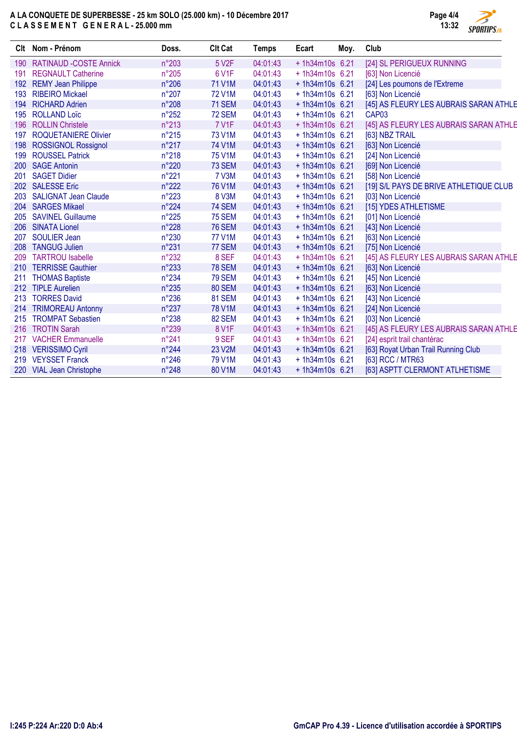# A LA CONQUETE DE SUPERBESSE - 25 km SOLO (25.000 km) - 10 Décembre 2017

## C L A S S E M E N T   G E N E R A L - 25.000 mm

| Clt | Nom - Prénom | Doss. | Clt Cat | Temps | Ecart | Moy. | Club |
|---|---|---|---|---|---|---|---|
| 190 | RATINAUD -COSTE Annick | n°203 | 5 V2F | 04:01:43 | + 1h34m10s | 6.21 | [24] SL PERIGUEUX RUNNING |
| 191 | REGNAULT Catherine | n°205 | 6 V1F | 04:01:43 | + 1h34m10s | 6.21 | [63] Non Licencié |
| 192 | REMY Jean Philippe | n°206 | 71 V1M | 04:01:43 | + 1h34m10s | 6.21 | [24] Les poumons de l'Extreme |
| 193 | RIBEIRO Mickael | n°207 | 72 V1M | 04:01:43 | + 1h34m10s | 6.21 | [63] Non Licencié |
| 194 | RICHARD Adrien | n°208 | 71 SEM | 04:01:43 | + 1h34m10s | 6.21 | [45] AS FLEURY LES AUBRAIS SARAN ATHLE |
| 195 | ROLLAND Loïc | n°252 | 72 SEM | 04:01:43 | + 1h34m10s | 6.21 | CAP03 |
| 196 | ROLLIN Christele | n°213 | 7 V1F | 04:01:43 | + 1h34m10s | 6.21 | [45] AS FLEURY LES AUBRAIS SARAN ATHLE |
| 197 | ROQUETANIERE Olivier | n°215 | 73 V1M | 04:01:43 | + 1h34m10s | 6.21 | [63] NBZ TRAIL |
| 198 | ROSSIGNOL Rossignol | n°217 | 74 V1M | 04:01:43 | + 1h34m10s | 6.21 | [63] Non Licencié |
| 199 | ROUSSEL Patrick | n°218 | 75 V1M | 04:01:43 | + 1h34m10s | 6.21 | [24] Non Licencié |
| 200 | SAGE Antonin | n°220 | 73 SEM | 04:01:43 | + 1h34m10s | 6.21 | [69] Non Licencié |
| 201 | SAGET Didier | n°221 | 7 V3M | 04:01:43 | + 1h34m10s | 6.21 | [58] Non Licencié |
| 202 | SALESSE Eric | n°222 | 76 V1M | 04:01:43 | + 1h34m10s | 6.21 | [19] S/L PAYS DE BRIVE ATHLETIQUE CLUB |
| 203 | SALIGNAT Jean Claude | n°223 | 8 V3M | 04:01:43 | + 1h34m10s | 6.21 | [03] Non Licencié |
| 204 | SARGES Mikael | n°224 | 74 SEM | 04:01:43 | + 1h34m10s | 6.21 | [15] YDES ATHLETISME |
| 205 | SAVINEL Guillaume | n°225 | 75 SEM | 04:01:43 | + 1h34m10s | 6.21 | [01] Non Licencié |
| 206 | SINATA Lionel | n°228 | 76 SEM | 04:01:43 | + 1h34m10s | 6.21 | [43] Non Licencié |
| 207 | SOULIER Jean | n°230 | 77 V1M | 04:01:43 | + 1h34m10s | 6.21 | [63] Non Licencié |
| 208 | TANGUG Julien | n°231 | 77 SEM | 04:01:43 | + 1h34m10s | 6.21 | [75] Non Licencié |
| 209 | TARTROU Isabelle | n°232 | 8 SEF | 04:01:43 | + 1h34m10s | 6.21 | [45] AS FLEURY LES AUBRAIS SARAN ATHLE |
| 210 | TERRISSE Gauthier | n°233 | 78 SEM | 04:01:43 | + 1h34m10s | 6.21 | [63] Non Licencié |
| 211 | THOMAS Baptiste | n°234 | 79 SEM | 04:01:43 | + 1h34m10s | 6.21 | [45] Non Licencié |
| 212 | TIPLE Aurelien | n°235 | 80 SEM | 04:01:43 | + 1h34m10s | 6.21 | [63] Non Licencié |
| 213 | TORRES David | n°236 | 81 SEM | 04:01:43 | + 1h34m10s | 6.21 | [43] Non Licencié |
| 214 | TRIMOREAU Antonny | n°237 | 78 V1M | 04:01:43 | + 1h34m10s | 6.21 | [24] Non Licencié |
| 215 | TROMPAT Sebastien | n°238 | 82 SEM | 04:01:43 | + 1h34m10s | 6.21 | [03] Non Licencié |
| 216 | TROTIN Sarah | n°239 | 8 V1F | 04:01:43 | + 1h34m10s | 6.21 | [45] AS FLEURY LES AUBRAIS SARAN ATHLE |
| 217 | VACHER Emmanuelle | n°241 | 9 SEF | 04:01:43 | + 1h34m10s | 6.21 | [24] esprit trail chantérac |
| 218 | VERISSIMO Cyril | n°244 | 23 V2M | 04:01:43 | + 1h34m10s | 6.21 | [63] Royat Urban Trail Running Club |
| 219 | VEYSSET Franck | n°246 | 79 V1M | 04:01:43 | + 1h34m10s | 6.21 | [63] RCC / MTR63 |
| 220 | VIAL Jean Christophe | n°248 | 80 V1M | 04:01:43 | + 1h34m10s | 6.21 | [63] ASPTT CLERMONT ATLHETISME |

I:245 P:224 Ar:220 D:0 Ab:4

GmCAP Pro 4.39 - Licence d'utilisation accordée à SPORTIPS